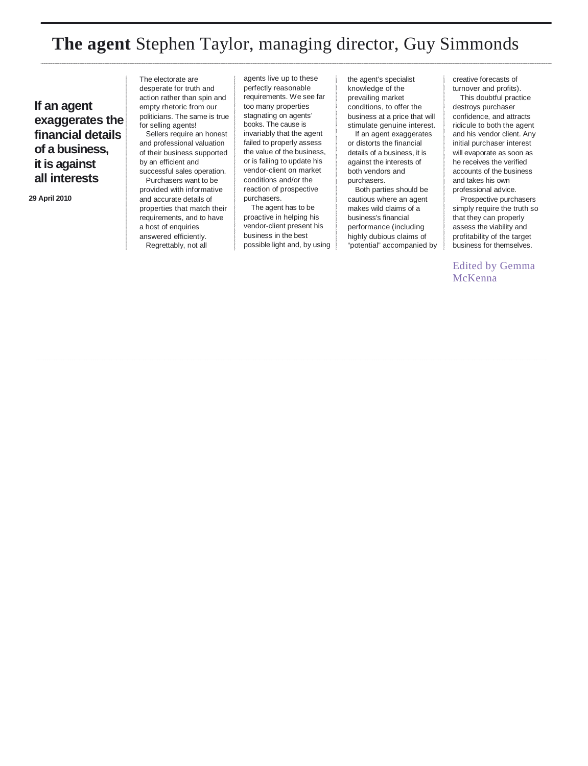# **The agent** Stephen Taylor, managing director, Guy Simmonds

## If an agent exaggerates the financial details of a business, it is against all interests

**29 April 2010**

The electorate are desperate for truth and action rather than spin and empty rhetoric from our politicians. The same is true for selling agents!

Sellers require an honest and professional valuation of their business supported by an efficient and successful sales operation.

Purchasers want to be provided with informative and accurate details of properties that match their requirements, and to have a host of enquiries answered efficiently.

Regrettably, not all agents live up to these perfectly reasonable requirements. We see far too many properties stagnating on agents' books. The cause is invariably that the agent failed to properly assess the value of the business, or is failing to update his vendor-client on market conditions and/or the reaction of prospective purchasers.

The agent has to be proactive in helping his vendor-client present his business in the best possible light and, by using the agent's specialist knowledge of the prevailing market conditions, to offer the business at a price that will stimulate genuine interest.

If an agent exaggerates or distorts the financial details of a business, it is against the interests of both vendors and purchasers.

Both parties should be cautious where an agent makes wild claims of a business's financial performance (including highly dubious claims of "potential" accompanied by creative forecasts of turnover and profits).

This doubtful practice destroys purchaser confidence, and attracts ridicule to both the agent and his vendor client. Any initial purchaser interest will evaporate as soon as he receives the verified accounts of the business and takes his own professional advice.

Prospective purchasers simply require the truth so that they can properly assess the viability and profitability of the target business for themselves.

Edited by Gemma McKenna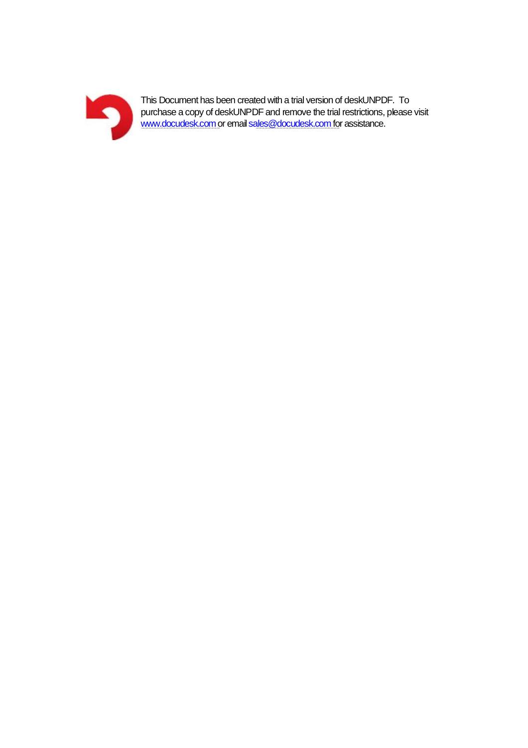This Document has been created with a trial version of deskUNPDF. To purchase a copy of deskUNPDF and remove the trial restrictions, please visit www.docudesk.com or email sales@docudesk.com for assistance.